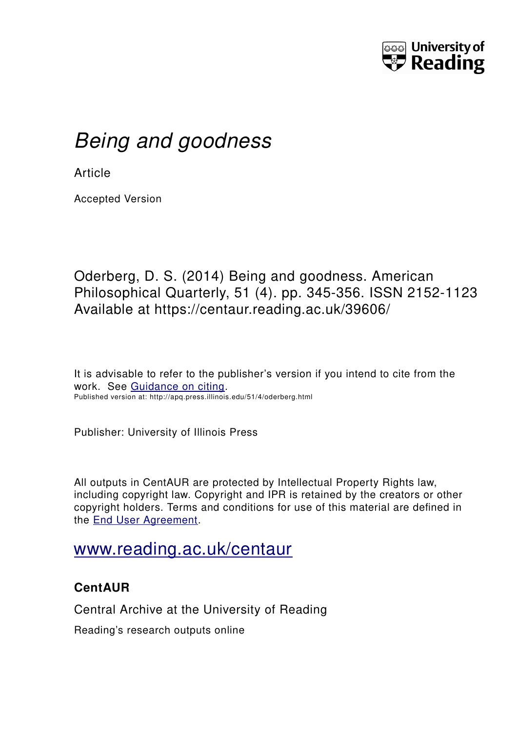University of Reading

# *Being and goodness*

Article

Accepted Version

Oderberg, D. S. (2014) Being and goodness. American Philosophical Quarterly, 51 (4). pp. 345-356. ISSN 2152-1123 Available at https://centaur.reading.ac.uk/39606/

It is advisable to refer to the publisher's version if you intend to cite from the work. See Guidance on citing.

Published version at: http://apq.press.illinois.edu/51/4/oderberg.html

Publisher: University of Illinois Press

All outputs in CentAUR are protected by Intellectual Property Rights law, including copyright law. Copyright and IPR is retained by the creators or other copyright holders. Terms and conditions for use of this material are defined in the End User Agreement.

www.reading.ac.uk/centaur

**CentAUR**

Central Archive at the University of Reading

Reading's research outputs online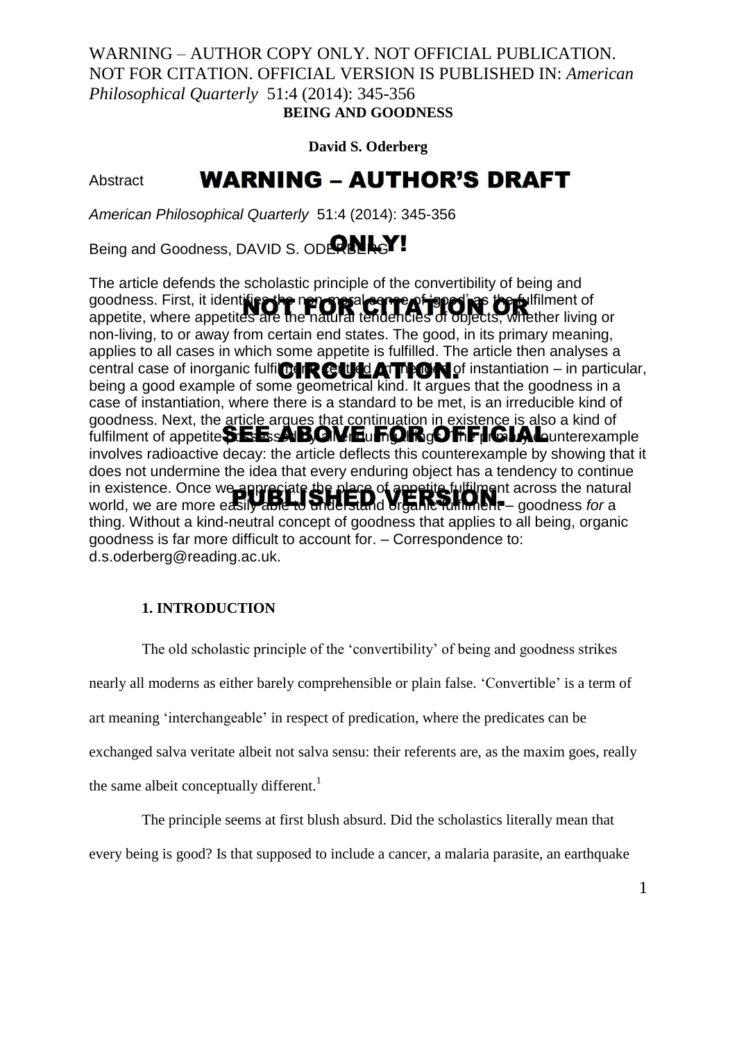**BEING AND GOODNESS**

**David S. Oderberg**

Abstract

*American Philosophical Quarterly* 51:4 (2014): 345-356

Being and Goodness, DAVID S. ODERBERG

The article defends the scholastic principle of the convertibility of being and goodness. First, it identifies the non-moral sense of 'good' as the fulfilment of appetite, where appetites are the natural tendencies of objects, whether living or non-living, to or away from certain end states. The good, in its primary meaning, applies to all cases in which some appetite is fulfilled. The article then analyses a central case of inorganic fulfilment, called the fulfilment of instantiation – in particular, being a good example of some geometrical kind. It argues that the goodness in a case of instantiation, where there is a standard to be met, is an irreducible kind of goodness. Next, the article argues that continuation in existence is also a kind of fulfilment of appetite possessed by all enduring things. The primary counterexample involves radioactive decay: the article deflects this counterexample by showing that it does not undermine the idea that every enduring object has a tendency to continue in existence. Once we appreciate the place of appetite fulfilment across the natural world, we are more easily able to understand organic fulfilment – goodness *for* a thing. Without a kind-neutral concept of goodness that applies to all being, organic goodness is far more difficult to account for. – Correspondence to: d.s.oderberg@reading.ac.uk.

## 1. INTRODUCTION

The old scholastic principle of the 'convertibility' of being and goodness strikes nearly all moderns as either barely comprehensible or plain false. 'Convertible' is a term of art meaning 'interchangeable' in respect of predication, where the predicates can be exchanged salva veritate albeit not salva sensu: their referents are, as the maxim goes, really the same albeit conceptually different.[1]

The principle seems at first blush absurd. Did the scholastics literally mean that every being is good? Is that supposed to include a cancer, a malaria parasite, an earthquake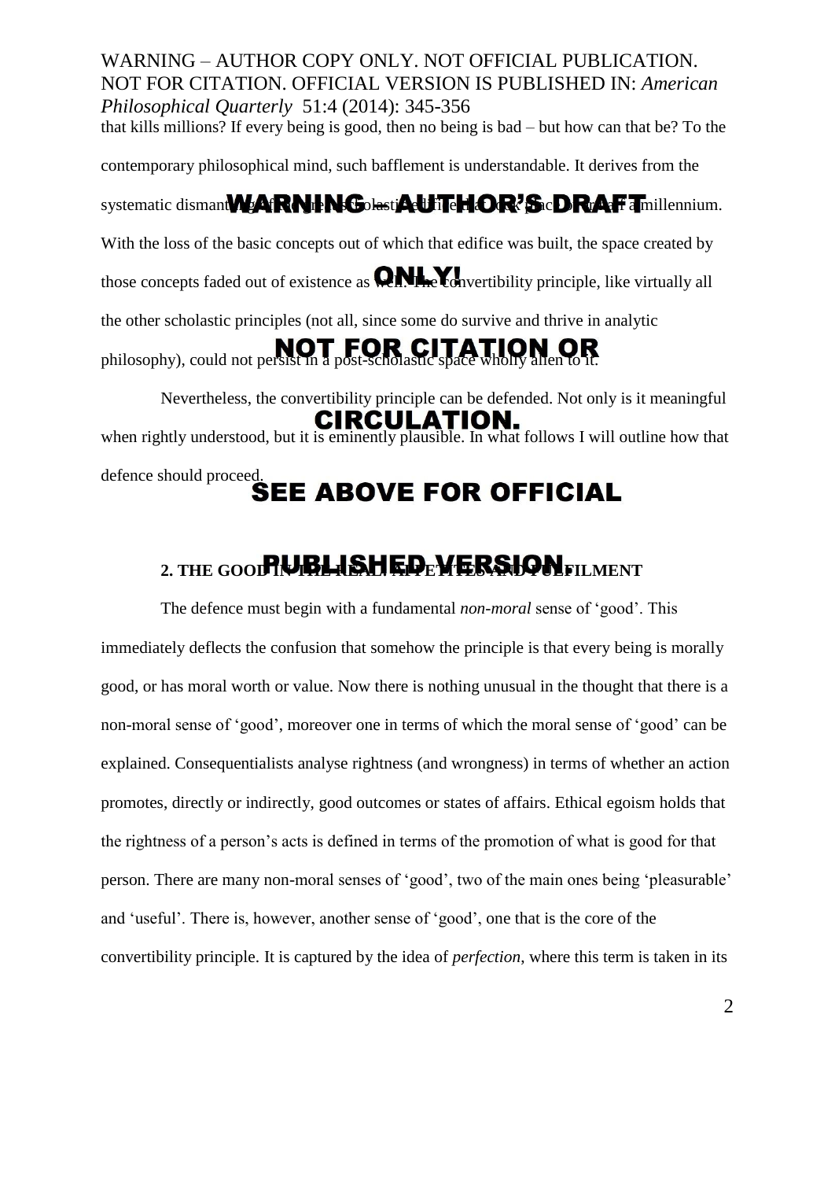that kills millions? If every being is good, then no being is bad – but how can that be? To the contemporary philosophical mind, such bafflement is understandable. It derives from the systematic dismantling of the great scholastic edifice that took place over half a millennium. With the loss of the basic concepts out of which that edifice was built, the space created by those concepts faded out of existence as well. The convertibility principle, like virtually all the other scholastic principles (not all, since some do survive and thrive in analytic philosophy), could not persist in a post-scholastic space wholly alien to it.

Nevertheless, the convertibility principle can be defended. Not only is it meaningful when rightly understood, but it is eminently plausible. In what follows I will outline how that defence should proceed.

## 2. THE GOOD IN THE REAL: APPETITES AND FULFILMENT

The defence must begin with a fundamental *non-moral* sense of 'good'. This immediately deflects the confusion that somehow the principle is that every being is morally good, or has moral worth or value. Now there is nothing unusual in the thought that there is a non-moral sense of 'good', moreover one in terms of which the moral sense of 'good' can be explained. Consequentialists analyse rightness (and wrongness) in terms of whether an action promotes, directly or indirectly, good outcomes or states of affairs. Ethical egoism holds that the rightness of a person's acts is defined in terms of the promotion of what is good for that person. There are many non-moral senses of 'good', two of the main ones being 'pleasurable' and 'useful'. There is, however, another sense of 'good', one that is the core of the convertibility principle. It is captured by the idea of *perfection*, where this term is taken in its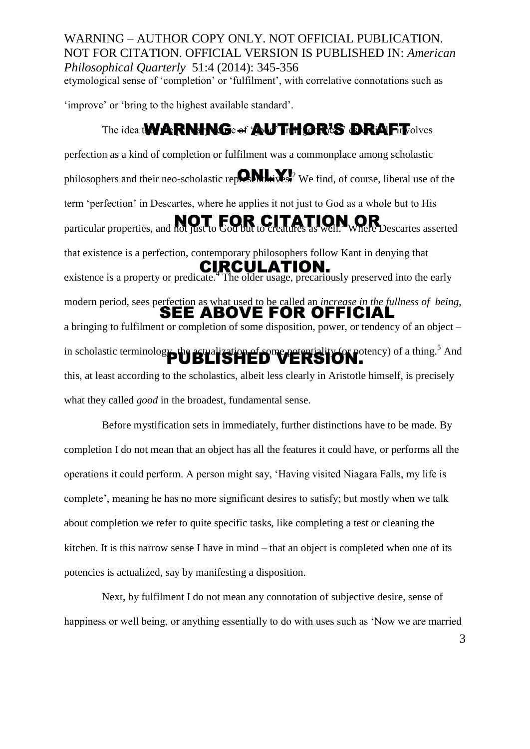etymological sense of 'completion' or 'fulfilment', with correlative connotations such as 'improve' or 'bring to the highest available standard'.

The idea that the primary sense of 'good' and 'goodness' essentially involves perfection as a kind of completion or fulfilment was a commonplace among scholastic philosophers and their neo-scholastic representatives.[2] We find, of course, liberal use of the term 'perfection' in Descartes, where he applies it not just to God as a whole but to His particular properties, and not just to God but to creatures as well.[3] Where Descartes asserted that existence is a perfection, contemporary philosophers follow Kant in denying that existence is a property or predicate.[4] The older usage, precariously preserved into the early modern period, sees perfection as what used to be called an *increase in the fullness of being*, a bringing to fulfilment or completion of some disposition, power, or tendency of an object – in scholastic terminology, the actualization of some potentiality (or potency) of a thing.[5] And this, at least according to the scholastics, albeit less clearly in Aristotle himself, is precisely what they called *good* in the broadest, fundamental sense.

Before mystification sets in immediately, further distinctions have to be made. By completion I do not mean that an object has all the features it could have, or performs all the operations it could perform. A person might say, 'Having visited Niagara Falls, my life is complete', meaning he has no more significant desires to satisfy; but mostly when we talk about completion we refer to quite specific tasks, like completing a test or cleaning the kitchen. It is this narrow sense I have in mind – that an object is completed when one of its potencies is actualized, say by manifesting a disposition.

Next, by fulfilment I do not mean any connotation of subjective desire, sense of happiness or well being, or anything essentially to do with uses such as 'Now we are married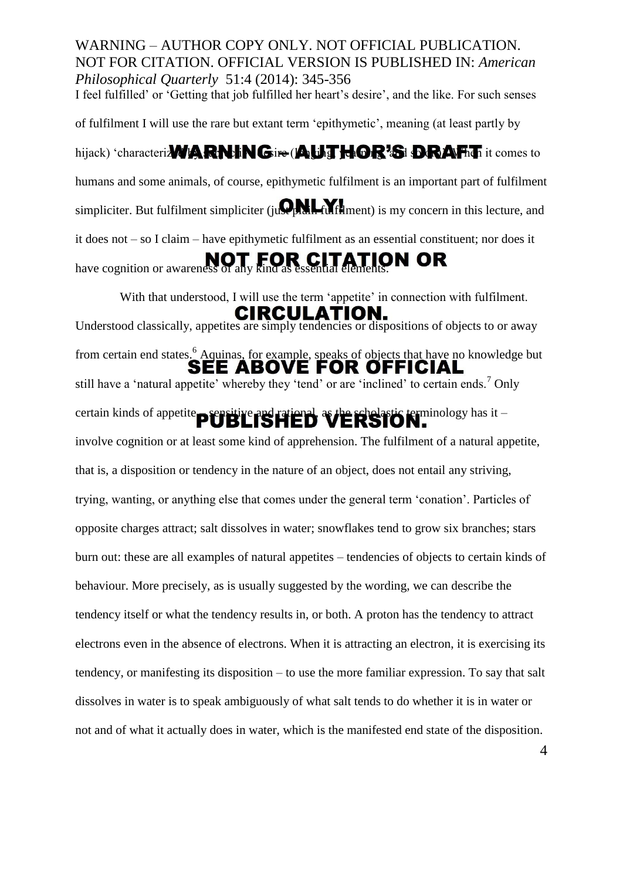I feel fulfilled' or 'Getting that job fulfilled her heart's desire', and the like. For such senses of fulfilment I will use the rare but extant term 'epithymetic', meaning (at least partly by hijack) 'characterized by or relating to desire (longing, yearning, and so on)'. When it comes to humans and some animals, of course, epithymetic fulfilment is an important part of fulfilment simpliciter. But fulfilment simpliciter (just plain fulfilment) is my concern in this lecture, and it does not – so I claim – have epithymetic fulfilment as an essential constituent; nor does it have cognition or awareness of any kind as essential elements.

With that understood, I will use the term 'appetite' in connection with fulfilment. Understood classically, appetites are simply tendencies or dispositions of objects to or away from certain end states.[6] Aquinas, for example, speaks of objects that have no knowledge but still have a 'natural appetite' whereby they 'tend' or are 'inclined' to certain ends.[7] Only certain kinds of appetite – sensitive and rational, as the scholastic terminology has it – involve cognition or at least some kind of apprehension. The fulfilment of a natural appetite, that is, a disposition or tendency in the nature of an object, does not entail any striving, trying, wanting, or anything else that comes under the general term 'conation'. Particles of opposite charges attract; salt dissolves in water; snowflakes tend to grow six branches; stars burn out: these are all examples of natural appetites – tendencies of objects to certain kinds of behaviour. More precisely, as is usually suggested by the wording, we can describe the tendency itself or what the tendency results in, or both. A proton has the tendency to attract electrons even in the absence of electrons. When it is attracting an electron, it is exercising its tendency, or manifesting its disposition – to use the more familiar expression. To say that salt dissolves in water is to speak ambiguously of what salt tends to do whether it is in water or not and of what it actually does in water, which is the manifested end state of the disposition.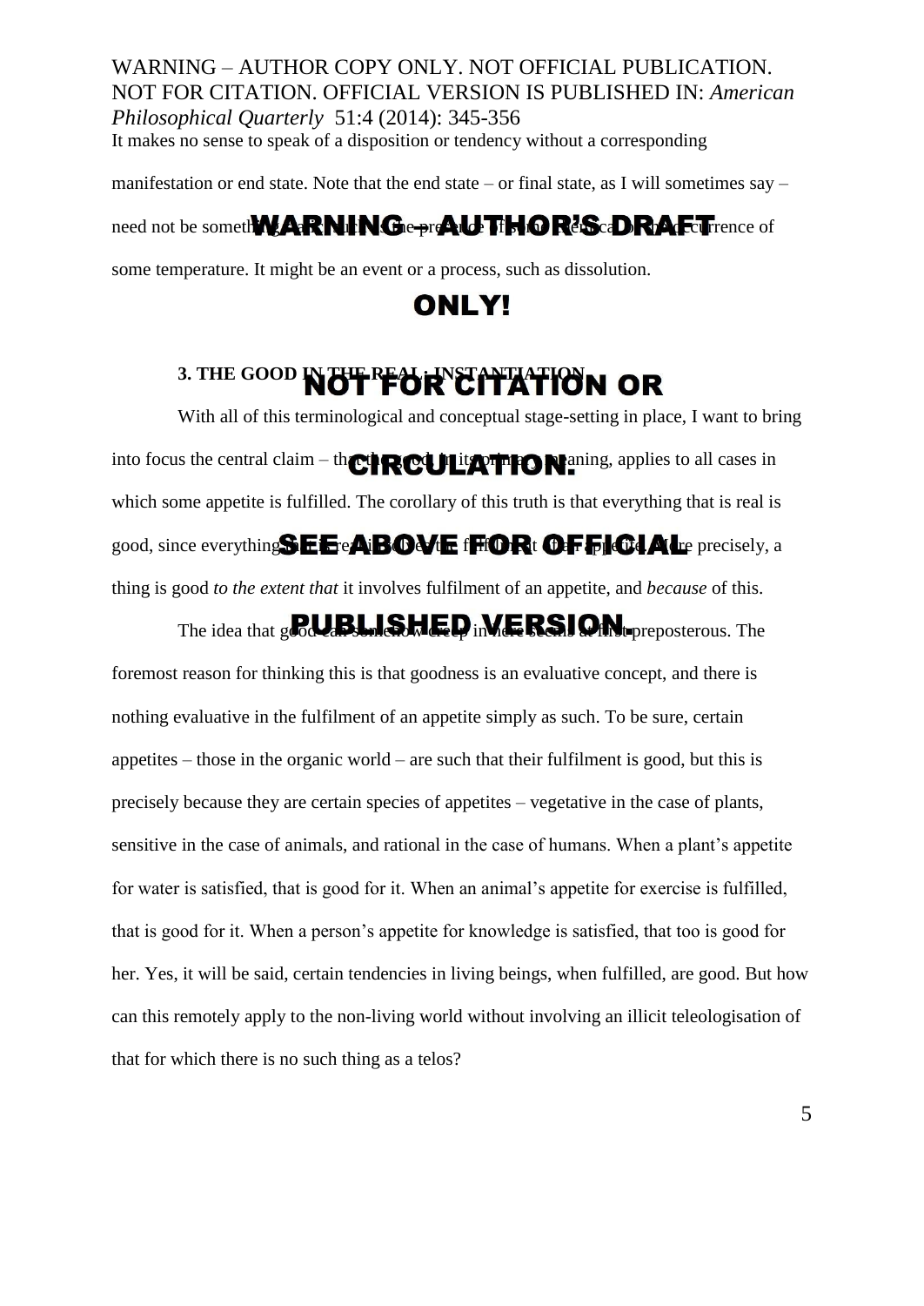It makes no sense to speak of a disposition or tendency without a corresponding manifestation or end state. Note that the end state – or final state, as I will sometimes say – need not be something static such as the presence of some chemical or the occurrence of some temperature. It might be an event or a process, such as dissolution.

### 3. THE GOOD IN THE REAL: INSTANTIATION

With all of this terminological and conceptual stage-setting in place, I want to bring into focus the central claim – that the good, in its primary meaning, applies to all cases in which some appetite is fulfilled. The corollary of this truth is that everything that is real is good, since everything that is real involves the fulfilment of an appetite. More precisely, a thing is good *to the extent that* it involves fulfilment of an appetite, and *because* of this.

The idea that good can somehow creep in here seems at first preposterous. The foremost reason for thinking this is that goodness is an evaluative concept, and there is nothing evaluative in the fulfilment of an appetite simply as such. To be sure, certain appetites – those in the organic world – are such that their fulfilment is good, but this is precisely because they are certain species of appetites – vegetative in the case of plants, sensitive in the case of animals, and rational in the case of humans. When a plant's appetite for water is satisfied, that is good for it. When an animal's appetite for exercise is fulfilled, that is good for it. When a person's appetite for knowledge is satisfied, that too is good for her. Yes, it will be said, certain tendencies in living beings, when fulfilled, are good. But how can this remotely apply to the non-living world without involving an illicit teleologisation of that for which there is no such thing as a telos?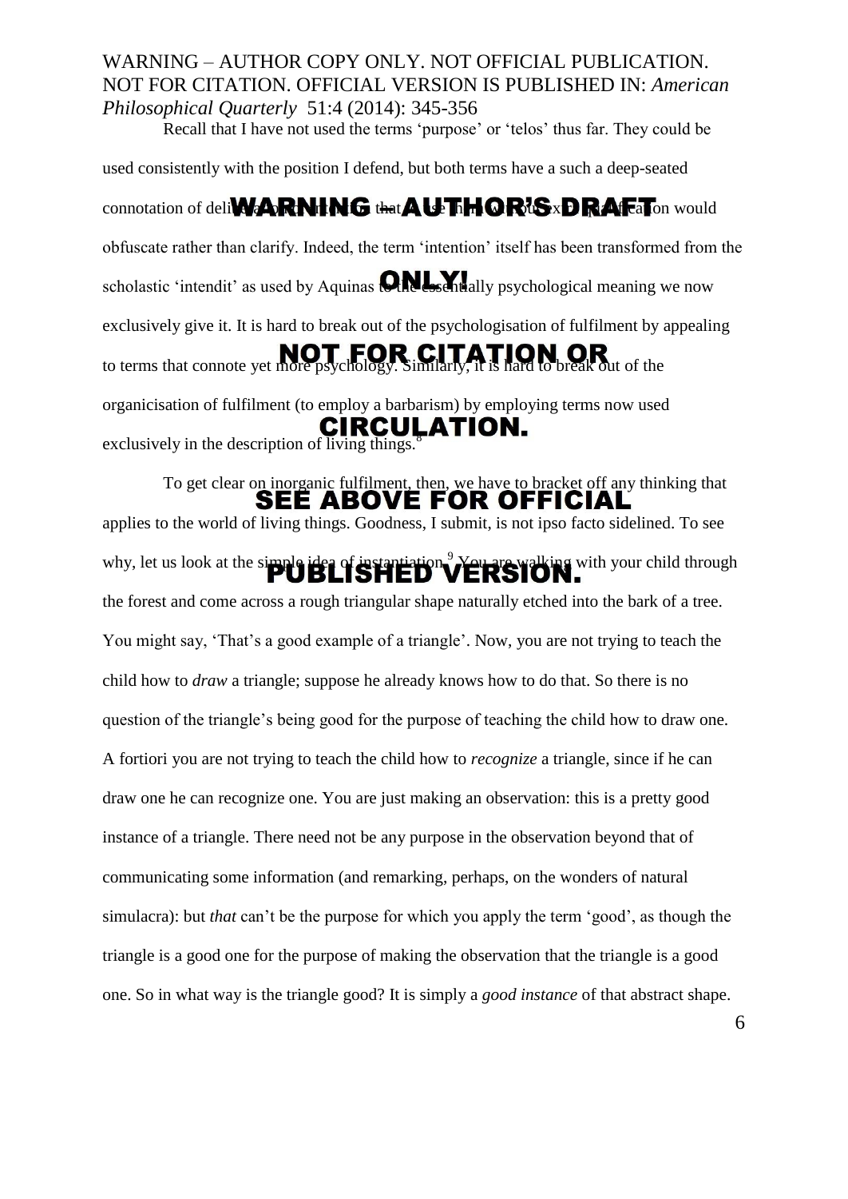Recall that I have not used the terms 'purpose' or 'telos' thus far. They could be used consistently with the position I defend, but both terms have a such a deep-seated connotation of deliberate intention that to use them without explicit qualification would obfuscate rather than clarify. Indeed, the term 'intention' itself has been transformed from the scholastic 'intendit' as used by Aquinas to the essentially psychological meaning we now exclusively give it. It is hard to break out of the psychologisation of fulfilment by appealing to terms that connote yet more psychology. Similarly, it is hard to break out of the organicisation of fulfilment (to employ a barbarism) by employing terms now used exclusively in the description of living things.[8]

To get clear on inorganic fulfilment, then, we have to bracket off any thinking that applies to the world of living things. Goodness, I submit, is not ipso facto sidelined. To see why, let us look at the simple idea of instantiation.[9] You are walking with your child through the forest and come across a rough triangular shape naturally etched into the bark of a tree. You might say, 'That's a good example of a triangle'. Now, you are not trying to teach the child how to *draw* a triangle; suppose he already knows how to do that. So there is no question of the triangle's being good for the purpose of teaching the child how to draw one. A fortiori you are not trying to teach the child how to *recognize* a triangle, since if he can draw one he can recognize one. You are just making an observation: this is a pretty good instance of a triangle. There need not be any purpose in the observation beyond that of communicating some information (and remarking, perhaps, on the wonders of natural simulacra): but *that* can't be the purpose for which you apply the term 'good', as though the triangle is a good one for the purpose of making the observation that the triangle is a good one. So in what way is the triangle good? It is simply a *good instance* of that abstract shape.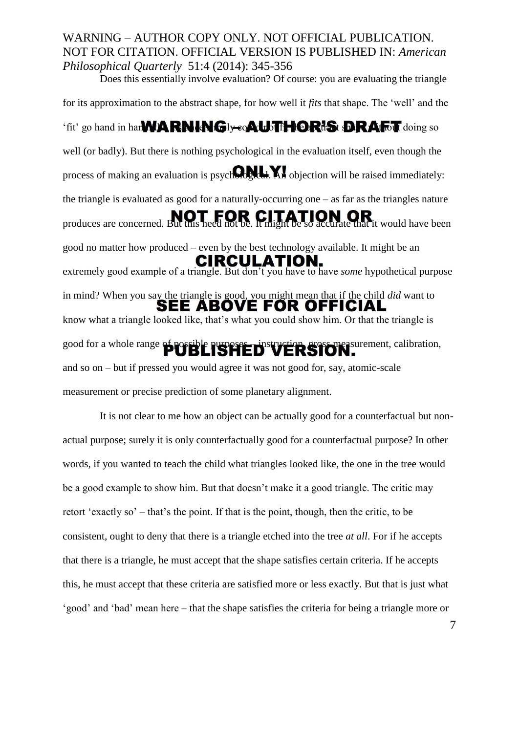Does this essentially involve evaluation? Of course: you are evaluating the triangle for its approximation to the abstract shape, for how well it *fits* that shape. The 'well' and the 'fit' go hand in hand; it seems one simply could not fit the abstract shape without doing so well (or badly). But there is nothing psychological in the evaluation itself, even though the process of making an evaluation is psychological. An objection will be raised immediately: the triangle is evaluated as good for a naturally-occurring one – as far as the triangles nature produces are concerned. But this need not be. It might be so accurate that it would have been good no matter how produced – even by the best technology available. It might be an extremely good example of a triangle. But don't you have to have *some* hypothetical purpose in mind? When you say the triangle is good, you might mean that if the child *did* want to know what a triangle looked like, that's what you could show him. Or that the triangle is good for a whole range of possible purposes – instruction, gross measurement, calibration, and so on – but if pressed you would agree it was not good for, say, atomic-scale measurement or precise prediction of some planetary alignment.

It is not clear to me how an object can be actually good for a counterfactual but non-actual purpose; surely it is only counterfactually good for a counterfactual purpose? In other words, if you wanted to teach the child what triangles looked like, the one in the tree would be a good example to show him. But that doesn't make it a good triangle. The critic may retort 'exactly so' – that's the point. If that is the point, though, then the critic, to be consistent, ought to deny that there is a triangle etched into the tree *at all*. For if he accepts that there is a triangle, he must accept that the shape satisfies certain criteria. If he accepts this, he must accept that these criteria are satisfied more or less exactly. But that is just what 'good' and 'bad' mean here – that the shape satisfies the criteria for being a triangle more or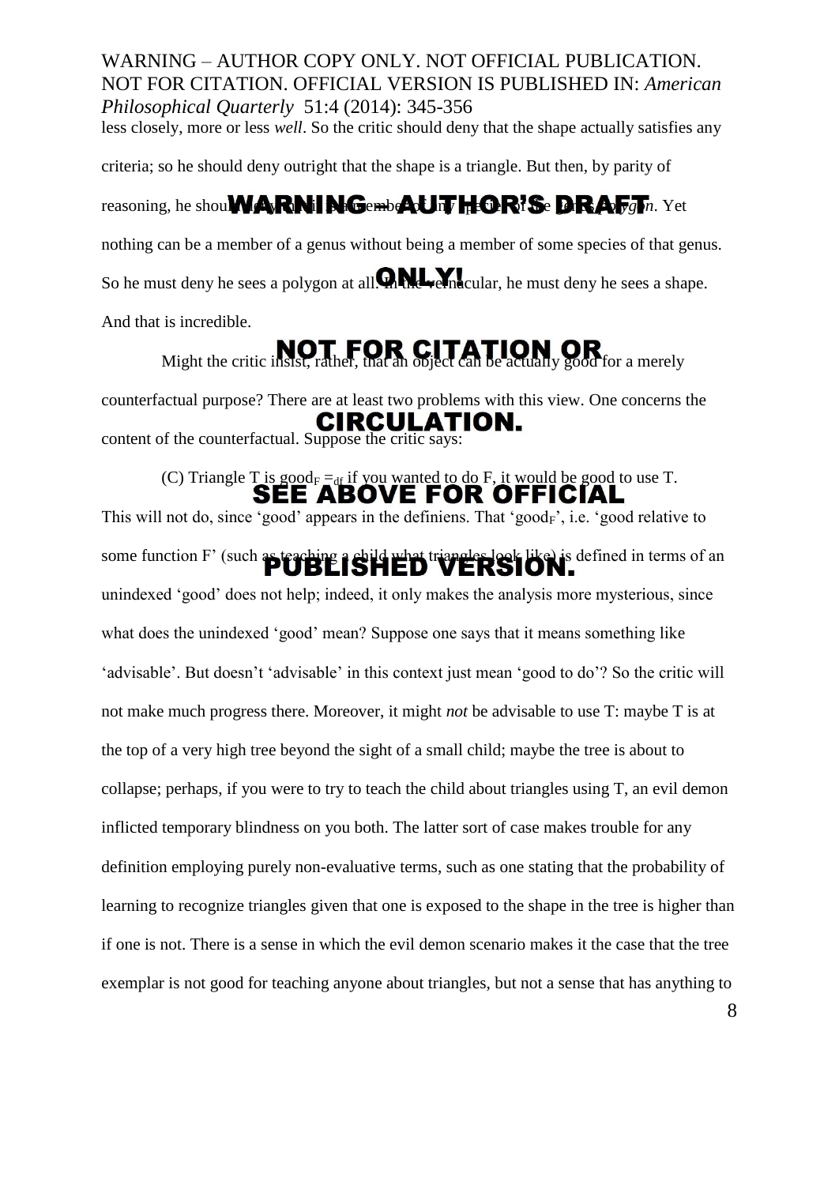less closely, more or less *well*. So the critic should deny that the shape actually satisfies any criteria; so he should deny outright that the shape is a triangle. But then, by parity of reasoning, he should deny that it is a member of any species of the genus *polygon*. Yet nothing can be a member of a genus without being a member of some species of that genus. So he must deny he sees a polygon at all. In the vernacular, he must deny he sees a shape. And that is incredible.

Might the critic insist, rather, that an object can be actually good for a merely counterfactual purpose? There are at least two problems with this view. One concerns the content of the counterfactual. Suppose the critic says:

(C) Triangle T is $\text{good}_F =_{df}$ if you wanted to do F, it would be good to use T.

This will not do, since 'good' appears in the definiens. That '$\text{good}_F$', i.e. 'good relative to some function F' (such as teaching a child what triangles look like) is defined in terms of an unindexed 'good' does not help; indeed, it only makes the analysis more mysterious, since what does the unindexed 'good' mean? Suppose one says that it means something like 'advisable'. But doesn't 'advisable' in this context just mean 'good to do'? So the critic will not make much progress there. Moreover, it might *not* be advisable to use T: maybe T is at the top of a very high tree beyond the sight of a small child; maybe the tree is about to collapse; perhaps, if you were to try to teach the child about triangles using T, an evil demon inflicted temporary blindness on you both. The latter sort of case makes trouble for any definition employing purely non-evaluative terms, such as one stating that the probability of learning to recognize triangles given that one is exposed to the shape in the tree is higher than if one is not. There is a sense in which the evil demon scenario makes it the case that the tree exemplar is not good for teaching anyone about triangles, but not a sense that has anything to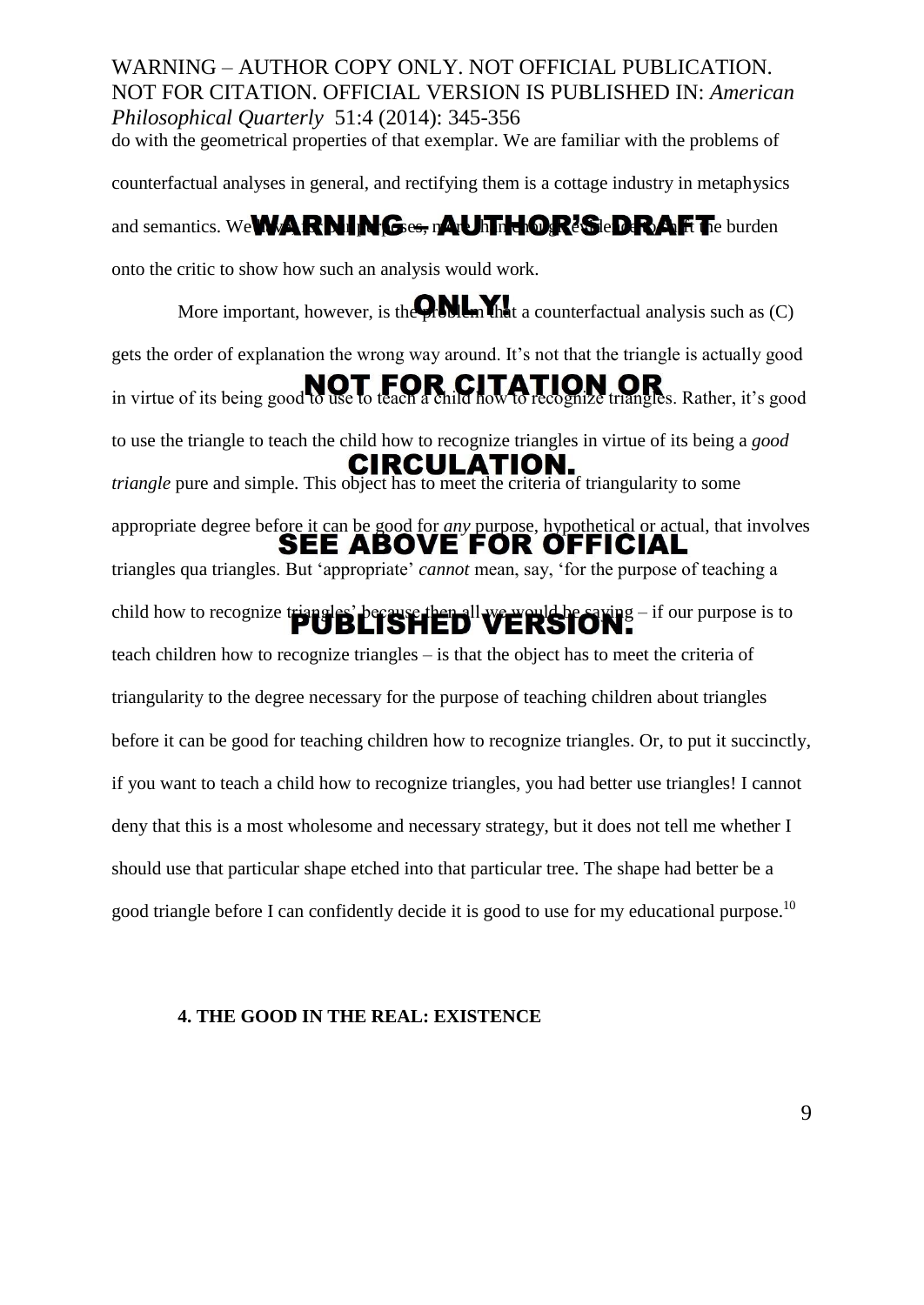do with the geometrical properties of that exemplar. We are familiar with the problems of counterfactual analyses in general, and rectifying them is a cottage industry in metaphysics and semantics. We have, for our purposes, more than enough evidence to shift the burden onto the critic to show how such an analysis would work.

More important, however, is the problem that a counterfactual analysis such as (C) gets the order of explanation the wrong way around. It's not that the triangle is actually good in virtue of its being good to use to teach a child how to recognize triangles. Rather, it's good to use the triangle to teach the child how to recognize triangles in virtue of its being a *good triangle* pure and simple. This object has to meet the criteria of triangularity to some appropriate degree before it can be good for *any* purpose, hypothetical or actual, that involves triangles qua triangles. But 'appropriate' *cannot* mean, say, 'for the purpose of teaching a child how to recognize triangles' because then all we would be saying – if our purpose is to teach children how to recognize triangles – is that the object has to meet the criteria of triangularity to the degree necessary for the purpose of teaching children about triangles before it can be good for teaching children how to recognize triangles. Or, to put it succinctly, if you want to teach a child how to recognize triangles, you had better use triangles! I cannot deny that this is a most wholesome and necessary strategy, but it does not tell me whether I should use that particular shape etched into that particular tree. The shape had better be a good triangle before I can confidently decide it is good to use for my educational purpose.[10]

#### 4. THE GOOD IN THE REAL: EXISTENCE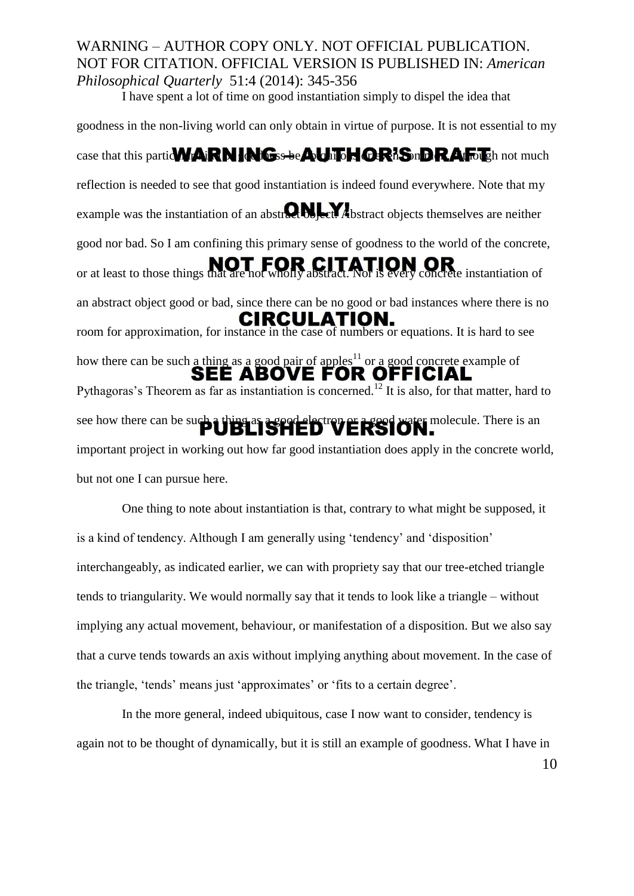I have spent a lot of time on good instantiation simply to dispel the idea that goodness in the non-living world can only obtain in virtue of purpose. It is not essential to my case that this particular kind of goodness be ubiquitous or even common, although not much reflection is needed to see that good instantiation is indeed found everywhere. Note that my example was the instantiation of an abstract object. Abstract objects themselves are neither good nor bad. So I am confining this primary sense of goodness to the world of the concrete, or at least to those things that are not wholly abstract. Nor is every concrete instantiation of an abstract object good or bad, since there can be no good or bad instances where there is no room for approximation, for instance in the case of numbers or equations. It is hard to see how there can be such a thing as a good pair of apples[11] or a good concrete example of Pythagoras's Theorem as far as instantiation is concerned.[12] It is also, for that matter, hard to see how there can be such a thing as a good electron or a good water molecule. There is an important project in working out how far good instantiation does apply in the concrete world, but not one I can pursue here.

One thing to note about instantiation is that, contrary to what might be supposed, it is a kind of tendency. Although I am generally using 'tendency' and 'disposition' interchangeably, as indicated earlier, we can with propriety say that our tree-etched triangle tends to triangularity. We would normally say that it tends to look like a triangle – without implying any actual movement, behaviour, or manifestation of a disposition. But we also say that a curve tends towards an axis without implying anything about movement. In the case of the triangle, 'tends' means just 'approximates' or 'fits to a certain degree'.

In the more general, indeed ubiquitous, case I now want to consider, tendency is again not to be thought of dynamically, but it is still an example of goodness. What I have in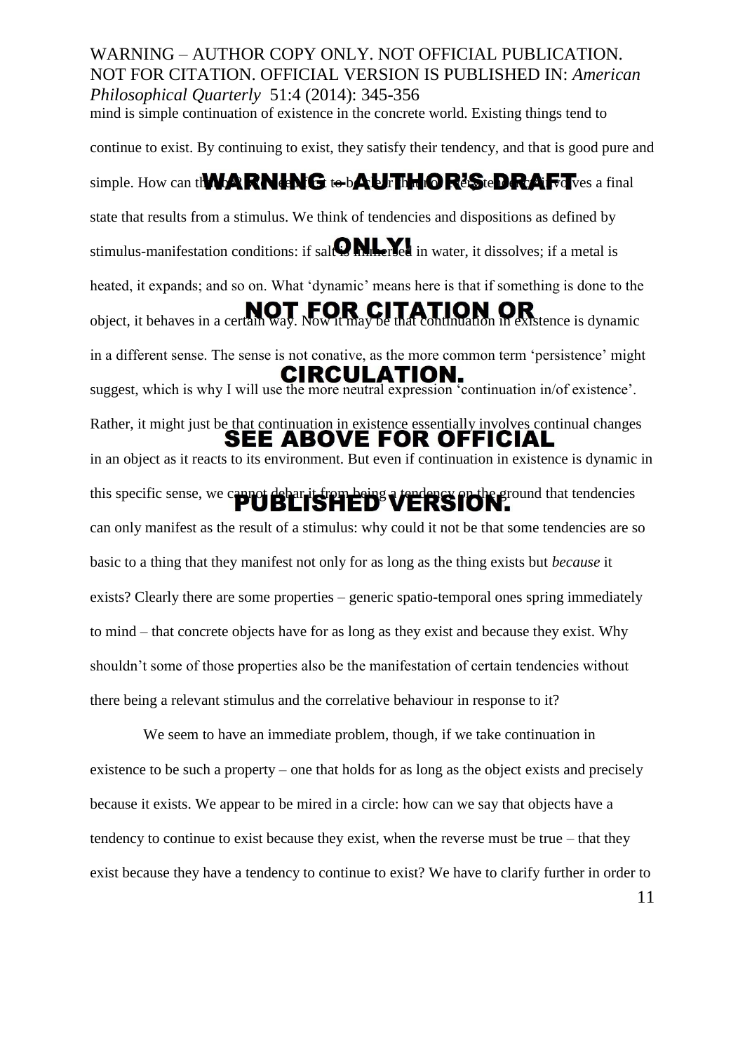mind is simple continuation of existence in the concrete world. Existing things tend to continue to exist. By continuing to exist, they satisfy their tendency, and that is good pure and simple. How can that be? It seems to be in the nature of every tendency that it involves a final state that results from a stimulus. We think of tendencies and dispositions as defined by stimulus-manifestation conditions: if salt is immersed in water, it dissolves; if a metal is heated, it expands; and so on. What 'dynamic' means here is that if something is done to the object, it behaves in a certain way. Now it may be that continuation in existence is dynamic in a different sense. The sense is not conative, as the more common term 'persistence' might suggest, which is why I will use the more neutral expression 'continuation in/of existence'. Rather, it might just be that continuation in existence essentially involves continual changes in an object as it reacts to its environment. But even if continuation in existence is dynamic in this specific sense, we cannot debar it from being a tendency on the ground that tendencies can only manifest as the result of a stimulus: why could it not be that some tendencies are so basic to a thing that they manifest not only for as long as the thing exists but *because* it exists? Clearly there are some properties – generic spatio-temporal ones spring immediately to mind – that concrete objects have for as long as they exist and because they exist. Why shouldn't some of those properties also be the manifestation of certain tendencies without there being a relevant stimulus and the correlative behaviour in response to it?

We seem to have an immediate problem, though, if we take continuation in existence to be such a property – one that holds for as long as the object exists and precisely because it exists. We appear to be mired in a circle: how can we say that objects have a tendency to continue to exist because they exist, when the reverse must be true – that they exist because they have a tendency to continue to exist? We have to clarify further in order to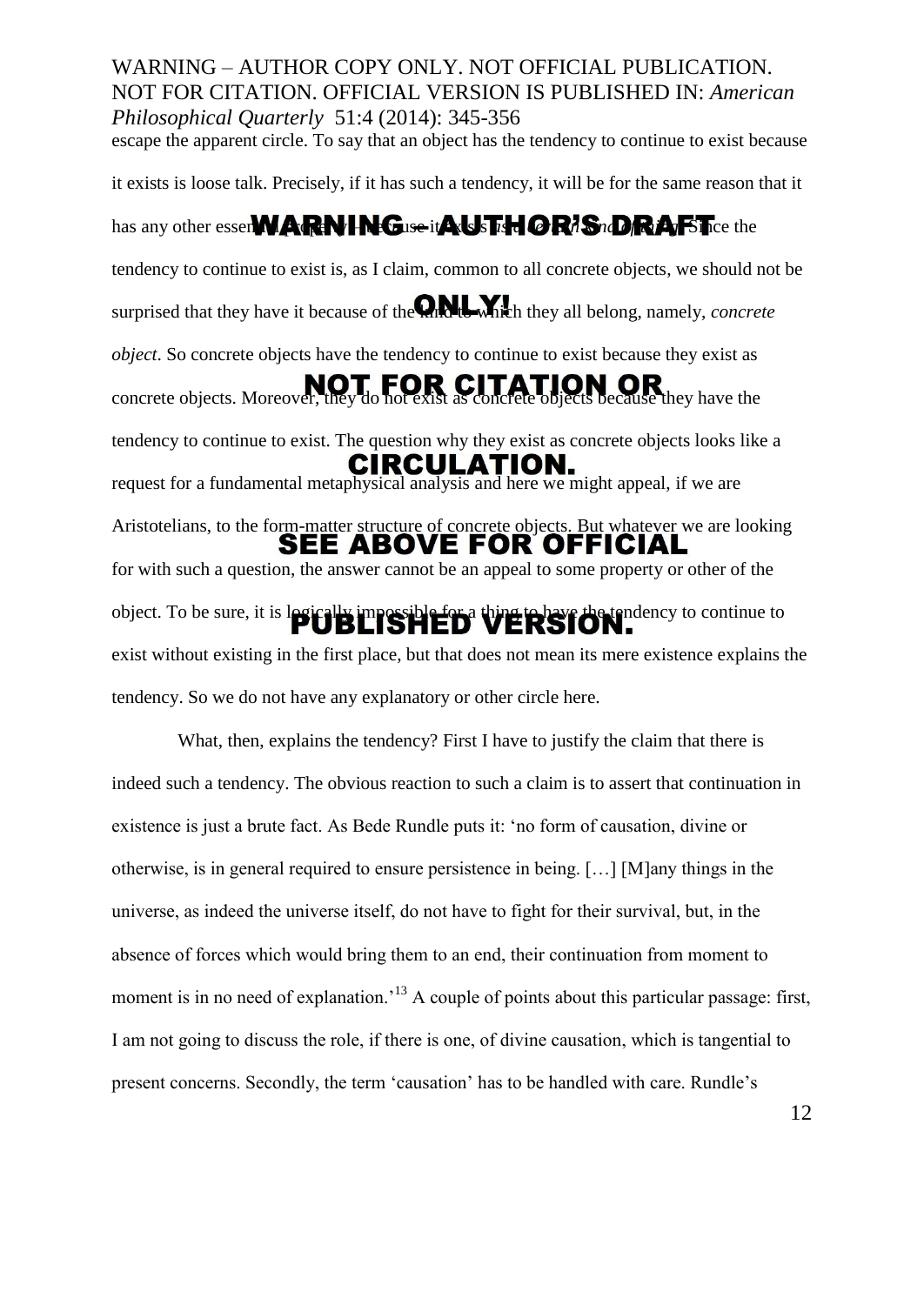escape the apparent circle. To say that an object has the tendency to continue to exist because it exists is loose talk. Precisely, if it has such a tendency, it will be for the same reason that it has any other essential property—because it exists as the kind of thing it is. Since the tendency to continue to exist is, as I claim, common to all concrete objects, we should not be surprised that they have it because of the kind to which they all belong, namely, *concrete object*. So concrete objects have the tendency to continue to exist because they exist as concrete objects. Moreover, they do not exist as concrete objects because they have the tendency to continue to exist. The question why they exist as concrete objects looks like a request for a fundamental metaphysical analysis and here we might appeal, if we are Aristotelians, to the form-matter structure of concrete objects. But whatever we are looking for with such a question, the answer cannot be an appeal to some property or other of the object. To be sure, it is logically impossible for a thing to have the tendency to continue to exist without existing in the first place, but that does not mean its mere existence explains the tendency. So we do not have any explanatory or other circle here.

What, then, explains the tendency? First I have to justify the claim that there is indeed such a tendency. The obvious reaction to such a claim is to assert that continuation in existence is just a brute fact. As Bede Rundle puts it: 'no form of causation, divine or otherwise, is in general required to ensure persistence in being. […] [M]any things in the universe, as indeed the universe itself, do not have to fight for their survival, but, in the absence of forces which would bring them to an end, their continuation from moment to moment is in no need of explanation.'[13] A couple of points about this particular passage: first, I am not going to discuss the role, if there is one, of divine causation, which is tangential to present concerns. Secondly, the term 'causation' has to be handled with care. Rundle's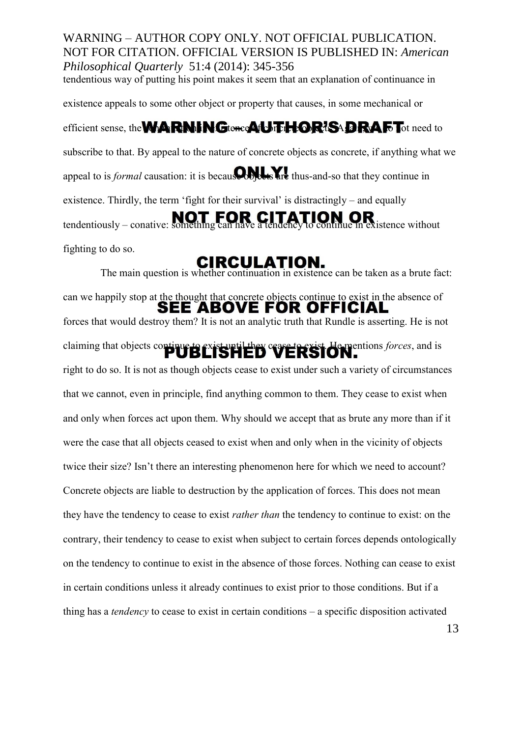tendentious way of putting his point makes it seem that an explanation of continuance in existence appeals to some other object or property that causes, in some mechanical or efficient sense, the continued existence of concrete objects. Again, we do not need to subscribe to that. By appeal to the nature of concrete objects as concrete, if anything what we appeal to is *formal* causation: it is because objects are thus-and-so that they continue in existence. Thirdly, the term 'fight for their survival' is distractingly – and equally tendentiously – conative: something can have a tendency to continue in existence without fighting to do so.

The main question is whether continuation in existence can be taken as a brute fact: can we happily stop at the thought that concrete objects continue to exist in the absence of forces that would destroy them? It is not an analytic truth that Rundle is asserting. He is not claiming that objects continue to exist until they cease to exist. He mentions *forces*, and is right to do so. It is not as though objects cease to exist under such a variety of circumstances that we cannot, even in principle, find anything common to them. They cease to exist when and only when forces act upon them. Why should we accept that as brute any more than if it were the case that all objects ceased to exist when and only when in the vicinity of objects twice their size? Isn't there an interesting phenomenon here for which we need to account? Concrete objects are liable to destruction by the application of forces. This does not mean they have the tendency to cease to exist *rather than* the tendency to continue to exist: on the contrary, their tendency to cease to exist when subject to certain forces depends ontologically on the tendency to continue to exist in the absence of those forces. Nothing can cease to exist in certain conditions unless it already continues to exist prior to those conditions. But if a thing has a *tendency* to cease to exist in certain conditions – a specific disposition activated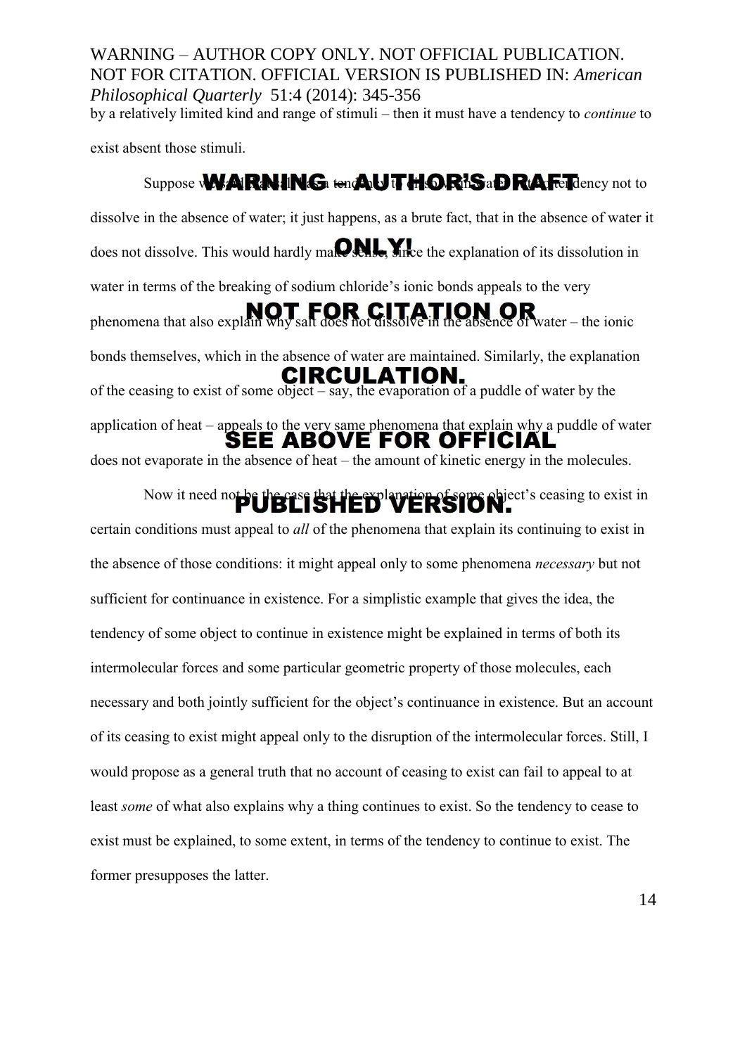by a relatively limited kind and range of stimuli – then it must have a tendency to *continue* to exist absent those stimuli.

Suppose we said that salt has a tendency to dissolve in water but no tendency not to dissolve in the absence of water; it just happens, as a brute fact, that in the absence of water it does not dissolve. This would hardly make sense, since the explanation of its dissolution in water in terms of the breaking of sodium chloride's ionic bonds appeals to the very phenomena that also explain why salt does not dissolve in the absence of water – the ionic bonds themselves, which in the absence of water are maintained. Similarly, the explanation of the ceasing to exist of some object – say, the evaporation of a puddle of water by the application of heat – appeals to the very same phenomena that explain why a puddle of water does not evaporate in the absence of heat – the amount of kinetic energy in the molecules.

Now it need not be the case that the explanation of some object's ceasing to exist in certain conditions must appeal to *all* of the phenomena that explain its continuing to exist in the absence of those conditions: it might appeal only to some phenomena *necessary* but not sufficient for continuance in existence. For a simplistic example that gives the idea, the tendency of some object to continue in existence might be explained in terms of both its intermolecular forces and some particular geometric property of those molecules, each necessary and both jointly sufficient for the object's continuance in existence. But an account of its ceasing to exist might appeal only to the disruption of the intermolecular forces. Still, I would propose as a general truth that no account of ceasing to exist can fail to appeal to at least *some* of what also explains why a thing continues to exist. So the tendency to cease to exist must be explained, to some extent, in terms of the tendency to continue to exist. The former presupposes the latter.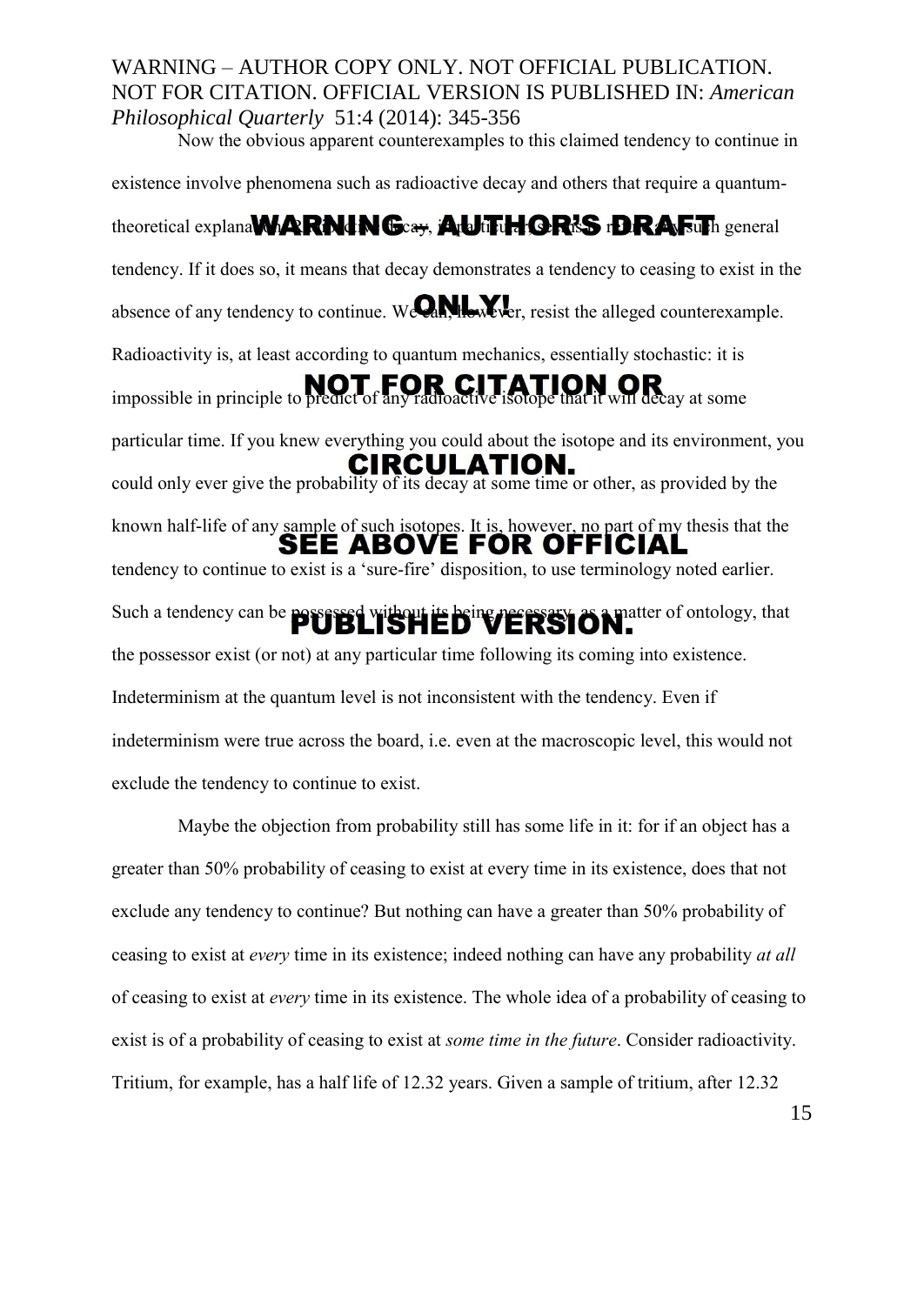Now the obvious apparent counterexamples to this claimed tendency to continue in existence involve phenomena such as radioactive decay and others that require a quantum-theoretical explanation. Radioactive decay, in particular, seems to refute any such general tendency. If it does so, it means that decay demonstrates a tendency to ceasing to exist in the absence of any tendency to continue. We can, however, resist the alleged counterexample. Radioactivity is, at least according to quantum mechanics, essentially stochastic: it is impossible in principle to predict of any radioactive isotope that it will decay at some particular time. If you knew everything you could about the isotope and its environment, you could only ever give the probability of its decay at some time or other, as provided by the known half-life of any sample of such isotopes. It is, however, no part of my thesis that the tendency to continue to exist is a 'sure-fire' disposition, to use terminology noted earlier. Such a tendency can be possessed without its being necessary, as a matter of ontology, that the possessor exist (or not) at any particular time following its coming into existence. Indeterminism at the quantum level is not inconsistent with the tendency. Even if indeterminism were true across the board, i.e. even at the macroscopic level, this would not exclude the tendency to continue to exist.

Maybe the objection from probability still has some life in it: for if an object has a greater than 50% probability of ceasing to exist at every time in its existence, does that not exclude any tendency to continue? But nothing can have a greater than 50% probability of ceasing to exist at *every* time in its existence; indeed nothing can have any probability *at all* of ceasing to exist at *every* time in its existence. The whole idea of a probability of ceasing to exist is of a probability of ceasing to exist at *some time in the future*. Consider radioactivity. Tritium, for example, has a half life of 12.32 years. Given a sample of tritium, after 12.32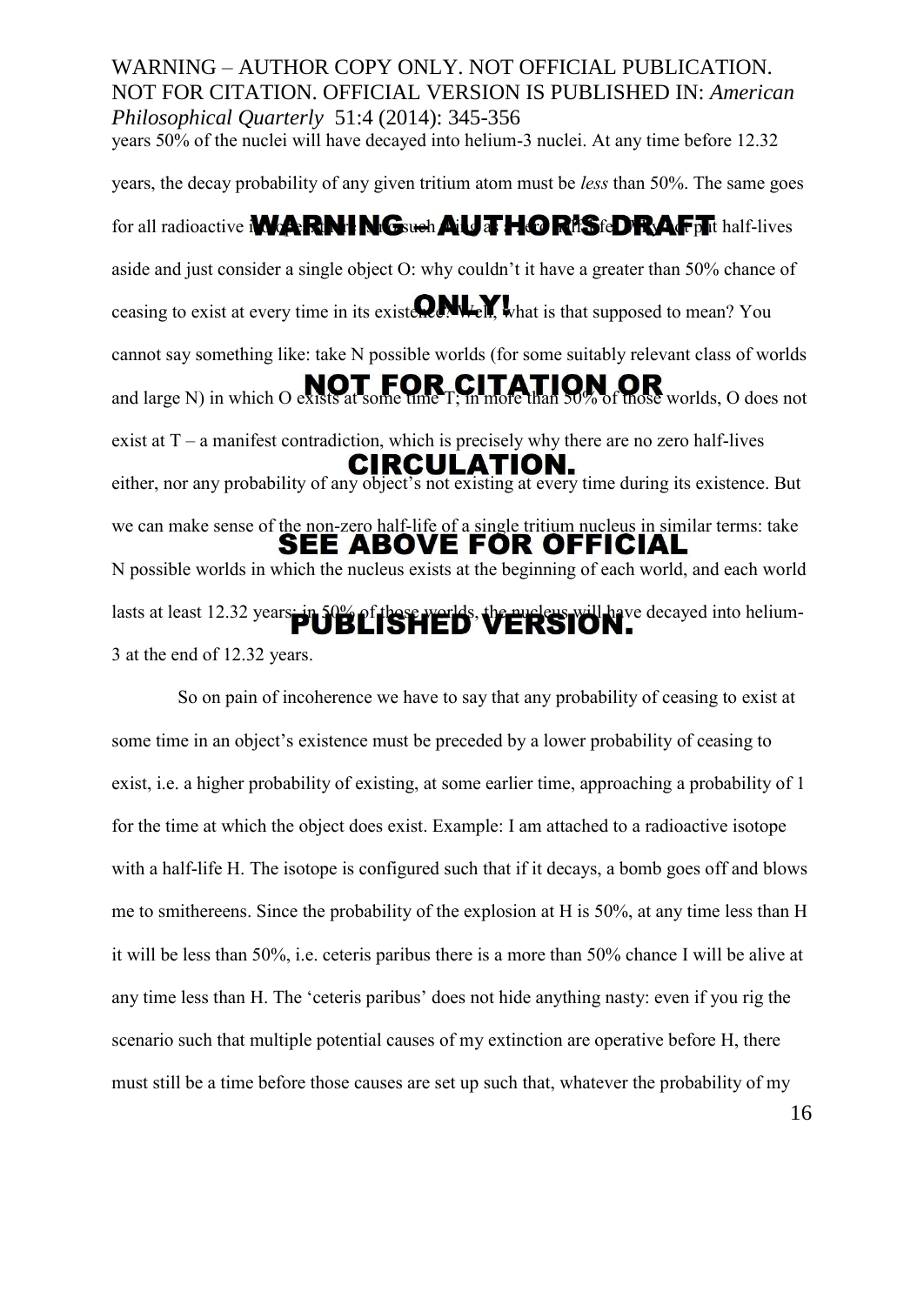years 50% of the nuclei will have decayed into helium-3 nuclei. At any time before 12.32 years, the decay probability of any given tritium atom must be *less* than 50%. The same goes for all radioactive isotopes: there is no such thing as a zero half-life. Why not put half-lives aside and just consider a single object O: why couldn't it have a greater than 50% chance of ceasing to exist at every time in its existence? Well, what is that supposed to mean? You cannot say something like: take N possible worlds (for some suitably relevant class of worlds and large N) in which O exists at some time T; in more than 50% of those worlds, O does not exist at T – a manifest contradiction, which is precisely why there are no zero half-lives either, nor any probability of any object's not existing at every time during its existence. But we can make sense of the non-zero half-life of a single tritium nucleus in similar terms: take N possible worlds in which the nucleus exists at the beginning of each world, and each world lasts at least 12.32 years; in 50% of those worlds, the nucleus will have decayed into helium-3 at the end of 12.32 years.

So on pain of incoherence we have to say that any probability of ceasing to exist at some time in an object's existence must be preceded by a lower probability of ceasing to exist, i.e. a higher probability of existing, at some earlier time, approaching a probability of 1 for the time at which the object does exist. Example: I am attached to a radioactive isotope with a half-life H. The isotope is configured such that if it decays, a bomb goes off and blows me to smithereens. Since the probability of the explosion at H is 50%, at any time less than H it will be less than 50%, i.e. ceteris paribus there is a more than 50% chance I will be alive at any time less than H. The 'ceteris paribus' does not hide anything nasty: even if you rig the scenario such that multiple potential causes of my extinction are operative before H, there must still be a time before those causes are set up such that, whatever the probability of my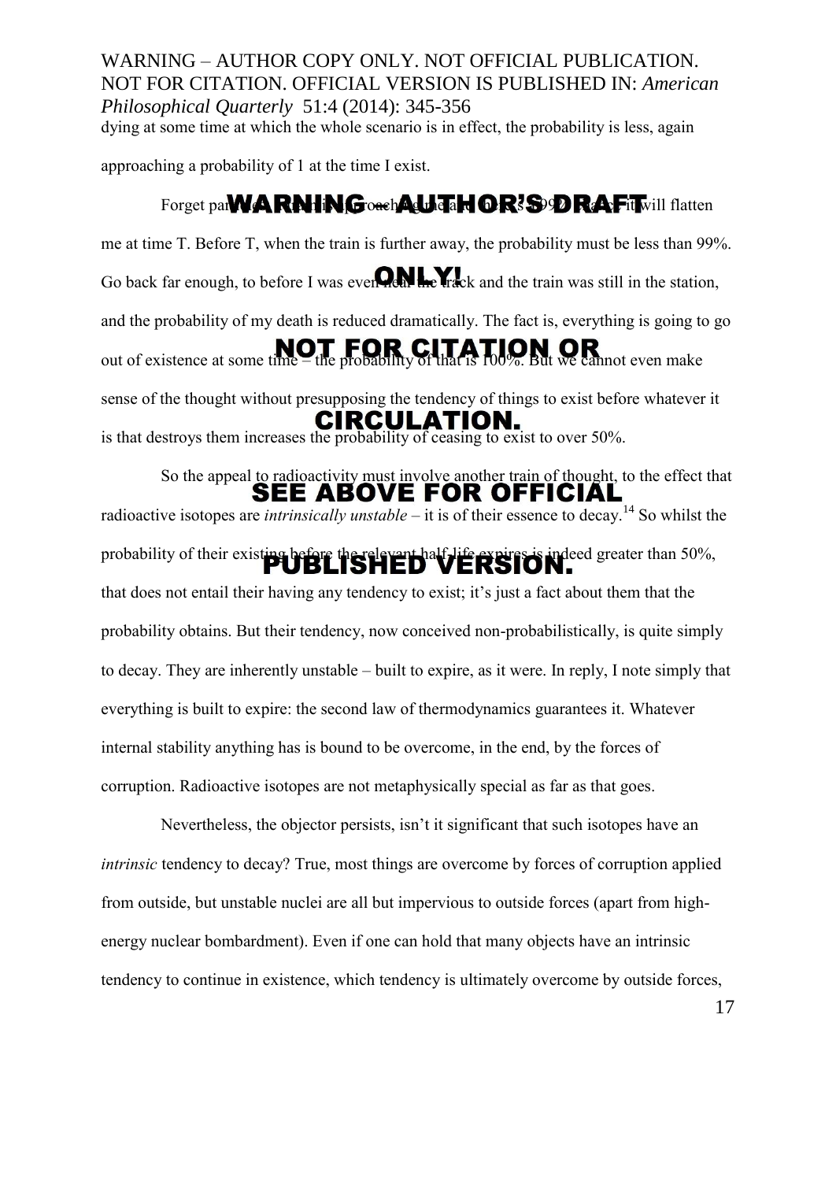dying at some time at which the whole scenario is in effect, the probability is less, again approaching a probability of 1 at the time I exist.

Forget particles. A train is approaching me and there's a 99% chance it will flatten me at time T. Before T, when the train is further away, the probability must be less than 99%. Go back far enough, to before I was even near the track and the train was still in the station, and the probability of my death is reduced dramatically. The fact is, everything is going to go out of existence at some time – the probability of that is 100%. But we cannot even make sense of the thought without presupposing the tendency of things to exist before whatever it is that destroys them increases the probability of ceasing to exist to over 50%.

So the appeal to radioactivity must involve another train of thought, to the effect that radioactive isotopes are *intrinsically unstable* – it is of their essence to decay.[14] So whilst the probability of their existing before the relevant half-life expires is indeed greater than 50%, that does not entail their having any tendency to exist; it's just a fact about them that the probability obtains. But their tendency, now conceived non-probabilistically, is quite simply to decay. They are inherently unstable – built to expire, as it were. In reply, I note simply that everything is built to expire: the second law of thermodynamics guarantees it. Whatever internal stability anything has is bound to be overcome, in the end, by the forces of corruption. Radioactive isotopes are not metaphysically special as far as that goes.

Nevertheless, the objector persists, isn't it significant that such isotopes have an *intrinsic* tendency to decay? True, most things are overcome by forces of corruption applied from outside, but unstable nuclei are all but impervious to outside forces (apart from high-energy nuclear bombardment). Even if one can hold that many objects have an intrinsic tendency to continue in existence, which tendency is ultimately overcome by outside forces,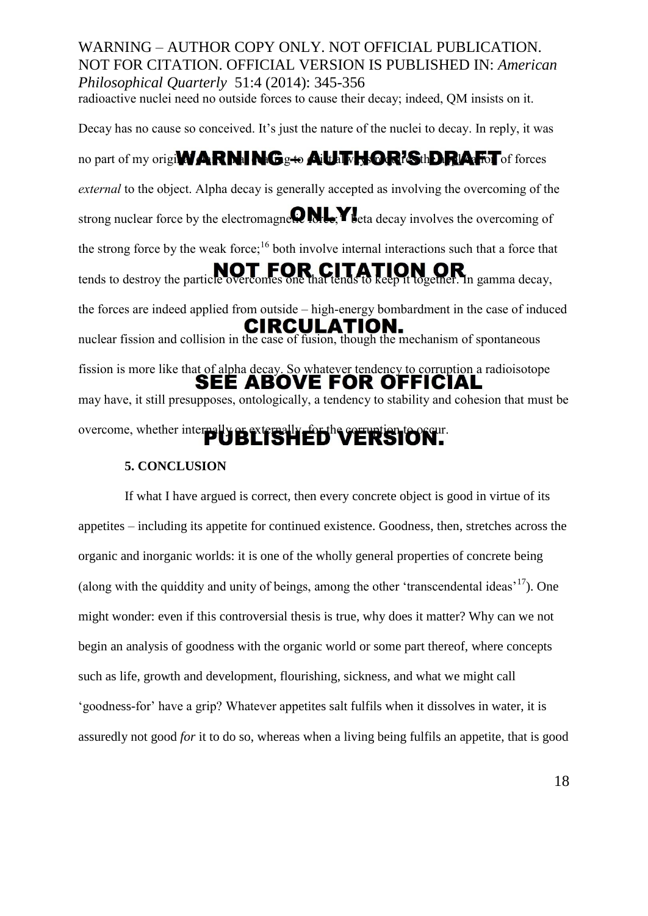radioactive nuclei need no outside forces to cause their decay; indeed, QM insists on it. Decay has no cause so conceived. It's just the nature of the nuclei to decay. In reply, it was no part of my original claim that tending to exist always requires the application of forces *external* to the object. Alpha decay is generally accepted as involving the overcoming of the strong nuclear force by the electromagnetic force; beta decay involves the overcoming of the strong force by the weak force;[16] both involve internal interactions such that a force that tends to destroy the particle overcomes one that tends to keep it together. In gamma decay, the forces are indeed applied from outside – high-energy bombardment in the case of induced nuclear fission and collision in the case of fusion, though the mechanism of spontaneous fission is more like that of alpha decay. So whatever tendency to corruption a radioisotope may have, it still presupposes, ontologically, a tendency to stability and cohesion that must be overcome, whether internally or externally, for the corruption to occur.

## 5. CONCLUSION

If what I have argued is correct, then every concrete object is good in virtue of its appetites – including its appetite for continued existence. Goodness, then, stretches across the organic and inorganic worlds: it is one of the wholly general properties of concrete being (along with the quiddity and unity of beings, among the other 'transcendental ideas'[17]). One might wonder: even if this controversial thesis is true, why does it matter? Why can we not begin an analysis of goodness with the organic world or some part thereof, where concepts such as life, growth and development, flourishing, sickness, and what we might call 'goodness-for' have a grip? Whatever appetites salt fulfils when it dissolves in water, it is assuredly not good *for* it to do so, whereas when a living being fulfils an appetite, that is good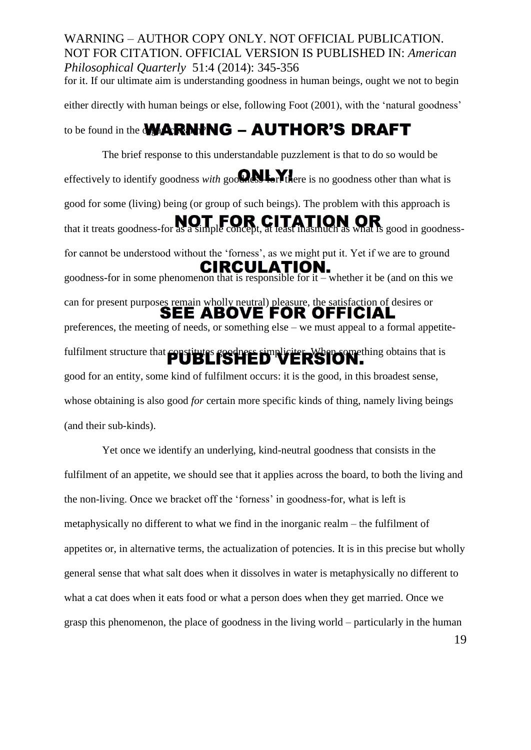for it. If our ultimate aim is understanding goodness in human beings, ought we not to begin either directly with human beings or else, following Foot (2001), with the 'natural goodness' to be found in the organic realm?

The brief response to this understandable puzzlement is that to do so would be effectively to identify goodness *with* goodness-for: there is no goodness other than what is good for some (living) being (or group of such beings). The problem with this approach is that it treats goodness-for as a simple concept, at least inasmuch as what is good in goodness-for cannot be understood without the 'forness', as we might put it. Yet if we are to ground goodness-for in some phenomenon that is responsible for it – whether it be (and on this we can for present purposes remain wholly neutral) pleasure, the satisfaction of desires or preferences, the meeting of needs, or something else – we must appeal to a formal appetite-fulfilment structure that constitutes goodness simpliciter. When something obtains that is good for an entity, some kind of fulfilment occurs: it is the good, in this broadest sense, whose obtaining is also good *for* certain more specific kinds of thing, namely living beings (and their sub-kinds).

Yet once we identify an underlying, kind-neutral goodness that consists in the fulfilment of an appetite, we should see that it applies across the board, to both the living and the non-living. Once we bracket off the 'forness' in goodness-for, what is left is metaphysically no different to what we find in the inorganic realm – the fulfilment of appetites or, in alternative terms, the actualization of potencies. It is in this precise but wholly general sense that what salt does when it dissolves in water is metaphysically no different to what a cat does when it eats food or what a person does when they get married. Once we grasp this phenomenon, the place of goodness in the living world – particularly in the human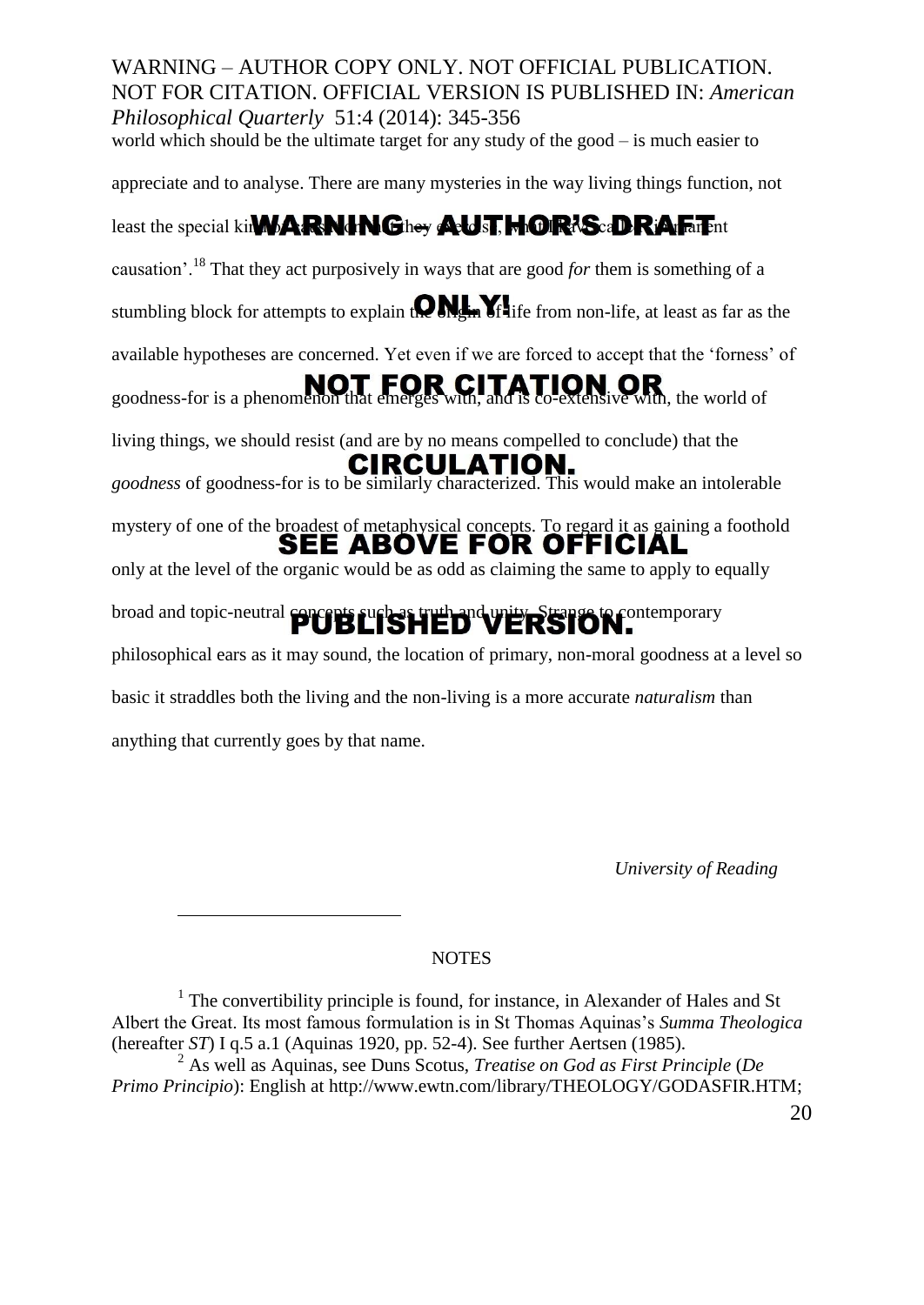world which should be the ultimate target for any study of the good – is much easier to appreciate and to analyse. There are many mysteries in the way living things function, not least the special kind of causation they exercise, what I have called 'immanent causation'.[18] That they act purposively in ways that are good *for* them is something of a stumbling block for attempts to explain the origin of life from non-life, at least as far as the available hypotheses are concerned. Yet even if we are forced to accept that the 'forness' of goodness-for is a phenomenon that emerges with, and is co-extensive with, the world of living things, we should resist (and are by no means compelled to conclude) that the *goodness* of goodness-for is to be similarly characterized. This would make an intolerable mystery of one of the broadest of metaphysical concepts. To regard it as gaining a foothold only at the level of the organic would be as odd as claiming the same to apply to equally broad and topic-neutral concepts such as truth and unity. Strange to contemporary philosophical ears as it may sound, the location of primary, non-moral goodness at a level so basic it straddles both the living and the non-living is a more accurate *naturalism* than anything that currently goes by that name.

*University of Reading*

NOTES

[1] The convertibility principle is found, for instance, in Alexander of Hales and St Albert the Great. Its most famous formulation is in St Thomas Aquinas's *Summa Theologica* (hereafter *ST*) I q.5 a.1 (Aquinas 1920, pp. 52-4). See further Aertsen (1985).

[2] As well as Aquinas, see Duns Scotus, *Treatise on God as First Principle* (*De Primo Principio*): English at http://www.ewtn.com/library/THEOLOGY/GODASFIR.HTM;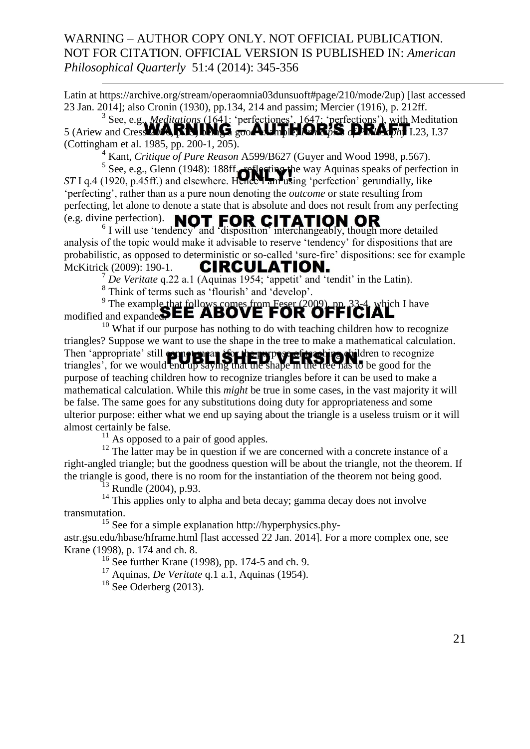Latin at https://archive.org/stream/operaomnia03dunsuoft#page/210/mode/2up) [last accessed 23 Jan. 2014]; also Cronin (1930), pp.134, 214 and passim; Mercier (1916), p. 212ff.

[3] See, e.g., *Meditations* (1641: 'perfectiones', 1647: 'perfections'), with Meditation 5 (Ariew and Cress 2006, p.35) being a good example; *Principles of Philosophy* I.23, I.37 (Cottingham et al. 1985, pp. 200-1, 205).

[4] Kant, *Critique of Pure Reason* A599/B627 (Guyer and Wood 1998, p.567).

[5] See, e.g., Glenn (1948): 188ff., reflecting the way Aquinas speaks of perfection in *ST* I q.4 (1920, p.45ff.) and elsewhere. Hence I am using 'perfection' gerundially, like 'perfecting', rather than as a pure noun denoting the *outcome* or state resulting from perfecting, let alone to denote a state that is absolute and does not result from any perfecting (e.g. divine perfection).

[6] I will use 'tendency' and 'disposition' interchangeably, though more detailed analysis of the topic would make it advisable to reserve 'tendency' for dispositions that are probabilistic, as opposed to deterministic or so-called 'sure-fire' dispositions: see for example McKitrick (2009): 190-1.

[7] *De Veritate* q.22 a.1 (Aquinas 1954; 'appetit' and 'tendit' in the Latin).

[8] Think of terms such as 'flourish' and 'develop'.

[9] The example that follows comes from Feser (2009), pp. 33-4, which I have modified and expanded.

[10] What if our purpose has nothing to do with teaching children how to recognize triangles? Suppose we want to use the shape in the tree to make a mathematical calculation. Then 'appropriate' still cannot mean 'for the purpose of teaching children to recognize triangles', for we would end up saying that the shape in the tree has to be good for the purpose of teaching children how to recognize triangles before it can be used to make a mathematical calculation. While this *might* be true in some cases, in the vast majority it will be false. The same goes for any substitutions doing duty for appropriateness and some ulterior purpose: either what we end up saying about the triangle is a useless truism or it will almost certainly be false.

[11] As opposed to a pair of good apples.

[12] The latter may be in question if we are concerned with a concrete instance of a right-angled triangle; but the goodness question will be about the triangle, not the theorem. If the triangle is good, there is no room for the instantiation of the theorem not being good.

[13] Rundle (2004), p.93.

[14] This applies only to alpha and beta decay; gamma decay does not involve transmutation.

[15] See for a simple explanation http://hyperphysics.phy-astr.gsu.edu/hbase/hframe.html [last accessed 22 Jan. 2014]. For a more complex one, see Krane (1998), p. 174 and ch. 8.

[16] See further Krane (1998), pp. 174-5 and ch. 9.

[17] Aquinas, *De Veritate* q.1 a.1, Aquinas (1954).

[18] See Oderberg (2013).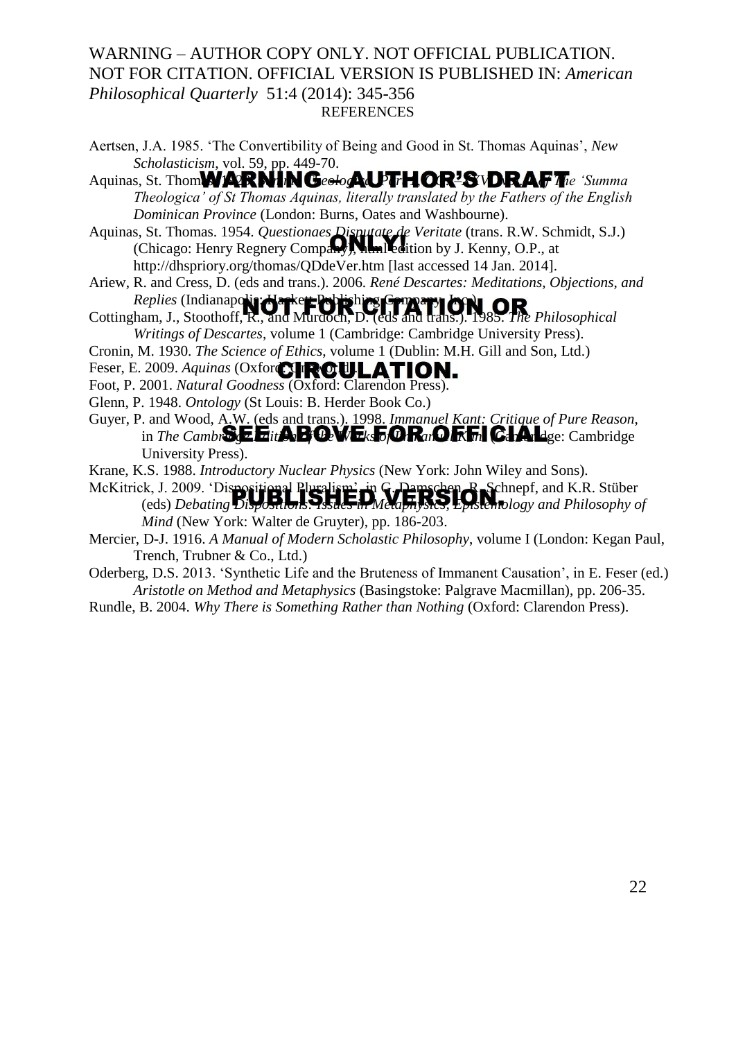WARNING – AUTHOR COPY ONLY. NOT OFFICIAL PUBLICATION. NOT FOR CITATION. OFFICIAL VERSION IS PUBLISHED IN: *American Philosophical Quarterly* 51:4 (2014): 345-356

REFERENCES

WARNING – AUTHOR'S DRAFT ONLY! NOT FOR CITATION OR CIRCULATION. SEE ABOVE FOR OFFICIAL PUBLISHED VERSION.

Aertsen, J.A. 1985. 'The Convertibility of Being and Good in St. Thomas Aquinas', *New Scholasticism*, vol. 59, pp. 449-70.

Aquinas, St. Thomas. 1920. *Summa Theologica*, Part I, QQ. I-XXVI, in *The 'Summa Theologica' of St Thomas Aquinas, literally translated by the Fathers of the English Dominican Province* (London: Burns, Oates and Washbourne).

Aquinas, St. Thomas. 1954. *Questionaes Disputate de Veritate* (trans. R.W. Schmidt, S.J.) (Chicago: Henry Regnery Company), html edition by J. Kenny, O.P., at http://dhspriory.org/thomas/QDdeVer.htm [last accessed 14 Jan. 2014].

Ariew, R. and Cress, D. (eds and trans.). 2006. *René Descartes: Meditations, Objections, and Replies* (Indianapolis: Hackett Publishing Company, Inc.)

Cottingham, J., Stoothoff, R., and Murdoch, D. (eds and trans.). 1985. *The Philosophical Writings of Descartes*, volume 1 (Cambridge: Cambridge University Press).

Cronin, M. 1930. *The Science of Ethics*, volume 1 (Dublin: M.H. Gill and Son, Ltd.)

Feser, E. 2009. *Aquinas* (Oxford: Oneworld).

Foot, P. 2001. *Natural Goodness* (Oxford: Clarendon Press).

Glenn, P. 1948. *Ontology* (St Louis: B. Herder Book Co.)

Guyer, P. and Wood, A.W. (eds and trans.). 1998. *Immanuel Kant: Critique of Pure Reason*, in *The Cambridge Edition of the Works of Immanuel Kant* (Cambridge: Cambridge University Press).

Krane, K.S. 1988. *Introductory Nuclear Physics* (New York: John Wiley and Sons).

McKitrick, J. 2009. 'Dispositional Pluralism', in G. Damschen, R. Schnepf, and K.R. Stüber (eds) *Debating Dispositions: Issues in Metaphysics, Epistemology and Philosophy of Mind* (New York: Walter de Gruyter), pp. 186-203.

Mercier, D-J. 1916. *A Manual of Modern Scholastic Philosophy*, volume I (London: Kegan Paul, Trench, Trubner & Co., Ltd.)

Oderberg, D.S. 2013. 'Synthetic Life and the Bruteness of Immanent Causation', in E. Feser (ed.) *Aristotle on Method and Metaphysics* (Basingstoke: Palgrave Macmillan), pp. 206-35.

Rundle, B. 2004. *Why There is Something Rather than Nothing* (Oxford: Clarendon Press).